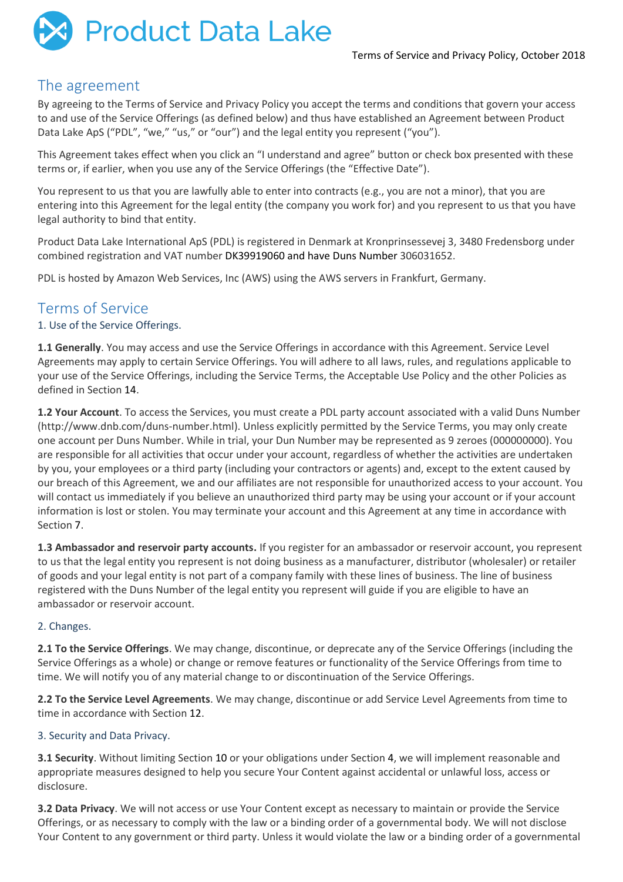# Product Data Lake

Terms of Service and Privacy Policy, October 2018

## The agreement

By agreeing to the Terms of Service and Privacy Policy you accept the terms and conditions that govern your access to and use of the Service Offerings (as defined below) and thus have established an Agreement between Product Data Lake ApS ("PDL", "we," "us," or "our") and the legal entity you represent ("you").

This Agreement takes effect when you click an "I understand and agree" button or check box presented with these terms or, if earlier, when you use any of the Service Offerings (the "Effective Date").

You represent to us that you are lawfully able to enter into contracts (e.g., you are not a minor), that you are entering into this Agreement for the legal entity (the company you work for) and you represent to us that you have legal authority to bind that entity.

Product Data Lake International ApS (PDL) is registered in Denmark at Kronprinsessevej 3, 3480 Fredensborg under combined registration and VAT number DK39919060 and have Duns Number 306031652.

PDL is hosted by Amazon Web Services, Inc (AWS) using the AWS servers in Frankfurt, Germany.

## Terms of Service

### 1. Use of the Service Offerings.

**1.1 Generally**. You may access and use the Service Offerings in accordance with this Agreement. Service Level Agreements may apply to certain Service Offerings. You will adhere to all laws, rules, and regulations applicable to your use of the Service Offerings, including the Service Terms, the Acceptable Use Policy and the other Policies as defined in Section 14.

**1.2 Your Account**. To access the Services, you must create a PDL party account associated with a valid Duns Number (http://www.dnb.com/duns-number.html). Unless explicitly permitted by the Service Terms, you may only create one account per Duns Number. While in trial, your Dun Number may be represented as 9 zeroes (000000000). You are responsible for all activities that occur under your account, regardless of whether the activities are undertaken by you, your employees or a third party (including your contractors or agents) and, except to the extent caused by our breach of this Agreement, we and our affiliates are not responsible for unauthorized access to your account. You will contact us immediately if you believe an unauthorized third party may be using your account or if your account information is lost or stolen. You may terminate your account and this Agreement at any time in accordance with Section 7.

**1.3 Ambassador and reservoir party accounts.** If you register for an ambassador or reservoir account, you represent to us that the legal entity you represent is not doing business as a manufacturer, distributor (wholesaler) or retailer of goods and your legal entity is not part of a company family with these lines of business. The line of business registered with the Duns Number of the legal entity you represent will guide if you are eligible to have an ambassador or reservoir account.

### 2. Changes.

**2.1 To the Service Offerings**. We may change, discontinue, or deprecate any of the Service Offerings (including the Service Offerings as a whole) or change or remove features or functionality of the Service Offerings from time to time. We will notify you of any material change to or discontinuation of the Service Offerings.

**2.2 To the Service Level Agreements**. We may change, discontinue or add Service Level Agreements from time to time in accordance with Section 12.

### 3. Security and Data Privacy.

**3.1 Security**. Without limiting Section 10 or your obligations under Section 4, we will implement reasonable and appropriate measures designed to help you secure Your Content against accidental or unlawful loss, access or disclosure.

**3.2 Data Privacy**. We will not access or use Your Content except as necessary to maintain or provide the Service Offerings, or as necessary to comply with the law or a binding order of a governmental body. We will not disclose Your Content to any government or third party. Unless it would violate the law or a binding order of a governmental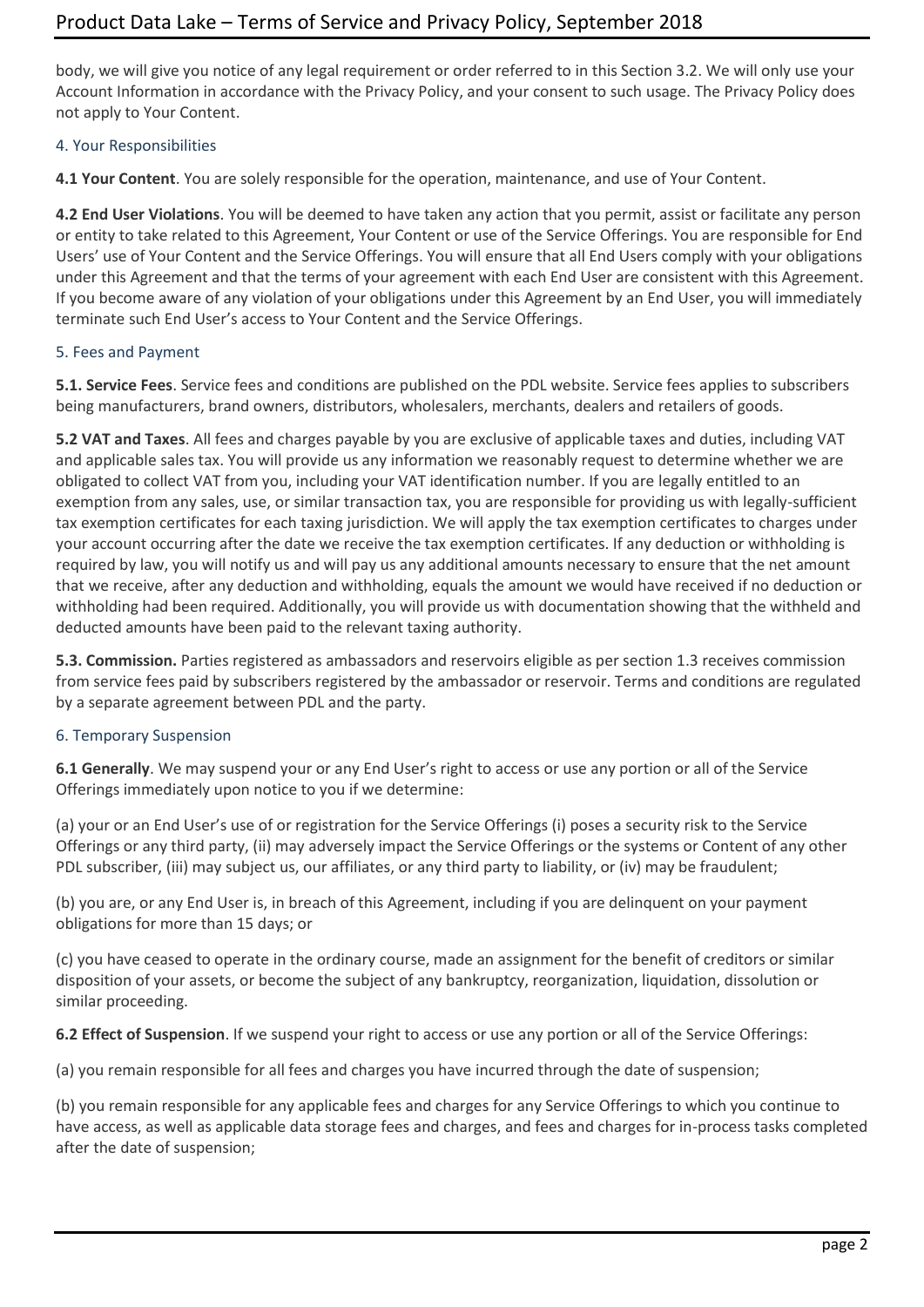body, we will give you notice of any legal requirement or order referred to in this Section 3.2. We will only use your Account Information in accordance with the Privacy Policy, and your consent to such usage. The Privacy Policy does not apply to Your Content.

## 4. Your Responsibilities

**4.1 Your Content**. You are solely responsible for the operation, maintenance, and use of Your Content.

**4.2 End User Violations**. You will be deemed to have taken any action that you permit, assist or facilitate any person or entity to take related to this Agreement, Your Content or use of the Service Offerings. You are responsible for End Users' use of Your Content and the Service Offerings. You will ensure that all End Users comply with your obligations under this Agreement and that the terms of your agreement with each End User are consistent with this Agreement. If you become aware of any violation of your obligations under this Agreement by an End User, you will immediately terminate such End User's access to Your Content and the Service Offerings.

## 5. Fees and Payment

**5.1. Service Fees**. Service fees and conditions are published on the PDL website. Service fees applies to subscribers being manufacturers, brand owners, distributors, wholesalers, merchants, dealers and retailers of goods.

**5.2 VAT and Taxes**. All fees and charges payable by you are exclusive of applicable taxes and duties, including VAT and applicable sales tax. You will provide us any information we reasonably request to determine whether we are obligated to collect VAT from you, including your VAT identification number. If you are legally entitled to an exemption from any sales, use, or similar transaction tax, you are responsible for providing us with legally-sufficient tax exemption certificates for each taxing jurisdiction. We will apply the tax exemption certificates to charges under your account occurring after the date we receive the tax exemption certificates. If any deduction or withholding is required by law, you will notify us and will pay us any additional amounts necessary to ensure that the net amount that we receive, after any deduction and withholding, equals the amount we would have received if no deduction or withholding had been required. Additionally, you will provide us with documentation showing that the withheld and deducted amounts have been paid to the relevant taxing authority.

**5.3. Commission.** Parties registered as ambassadors and reservoirs eligible as per section 1.3 receives commission from service fees paid by subscribers registered by the ambassador or reservoir. Terms and conditions are regulated by a separate agreement between PDL and the party.

## 6. Temporary Suspension

**6.1 Generally**. We may suspend your or any End User's right to access or use any portion or all of the Service Offerings immediately upon notice to you if we determine:

(a) your or an End User's use of or registration for the Service Offerings (i) poses a security risk to the Service Offerings or any third party, (ii) may adversely impact the Service Offerings or the systems or Content of any other PDL subscriber, (iii) may subject us, our affiliates, or any third party to liability, or (iv) may be fraudulent;

(b) you are, or any End User is, in breach of this Agreement, including if you are delinquent on your payment obligations for more than 15 days; or

(c) you have ceased to operate in the ordinary course, made an assignment for the benefit of creditors or similar disposition of your assets, or become the subject of any bankruptcy, reorganization, liquidation, dissolution or similar proceeding.

**6.2 Effect of Suspension**. If we suspend your right to access or use any portion or all of the Service Offerings:

(a) you remain responsible for all fees and charges you have incurred through the date of suspension;

(b) you remain responsible for any applicable fees and charges for any Service Offerings to which you continue to have access, as well as applicable data storage fees and charges, and fees and charges for in-process tasks completed after the date of suspension;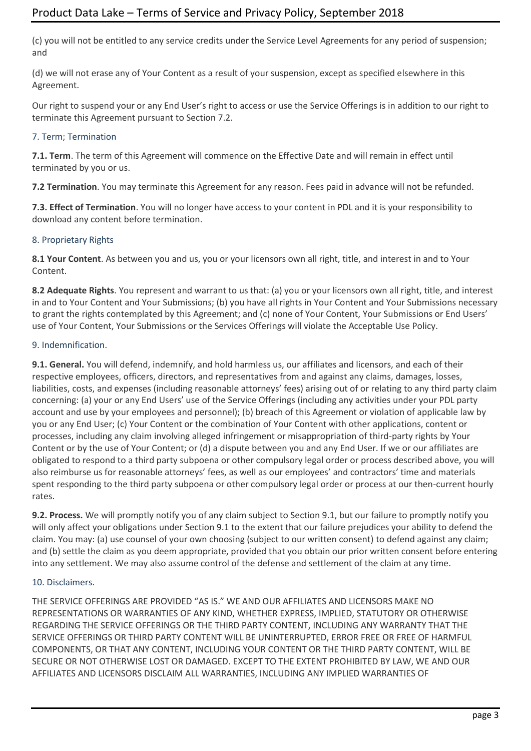(c) you will not be entitled to any service credits under the Service Level Agreements for any period of suspension; and

(d) we will not erase any of Your Content as a result of your suspension, except as specified elsewhere in this Agreement.

Our right to suspend your or any End User's right to access or use the Service Offerings is in addition to our right to terminate this Agreement pursuant to Section 7.2.

## 7. Term; Termination

**7.1. Term**. The term of this Agreement will commence on the Effective Date and will remain in effect until terminated by you or us.

**7.2 Termination**. You may terminate this Agreement for any reason. Fees paid in advance will not be refunded.

**7.3. Effect of Termination**. You will no longer have access to your content in PDL and it is your responsibility to download any content before termination.

## 8. Proprietary Rights

**8.1 Your Content**. As between you and us, you or your licensors own all right, title, and interest in and to Your Content.

**8.2 Adequate Rights**. You represent and warrant to us that: (a) you or your licensors own all right, title, and interest in and to Your Content and Your Submissions; (b) you have all rights in Your Content and Your Submissions necessary to grant the rights contemplated by this Agreement; and (c) none of Your Content, Your Submissions or End Users' use of Your Content, Your Submissions or the Services Offerings will violate the Acceptable Use Policy.

## 9. Indemnification.

**9.1. General.** You will defend, indemnify, and hold harmless us, our affiliates and licensors, and each of their respective employees, officers, directors, and representatives from and against any claims, damages, losses, liabilities, costs, and expenses (including reasonable attorneys' fees) arising out of or relating to any third party claim concerning: (a) your or any End Users' use of the Service Offerings (including any activities under your PDL party account and use by your employees and personnel); (b) breach of this Agreement or violation of applicable law by you or any End User; (c) Your Content or the combination of Your Content with other applications, content or processes, including any claim involving alleged infringement or misappropriation of third-party rights by Your Content or by the use of Your Content; or (d) a dispute between you and any End User. If we or our affiliates are obligated to respond to a third party subpoena or other compulsory legal order or process described above, you will also reimburse us for reasonable attorneys' fees, as well as our employees' and contractors' time and materials spent responding to the third party subpoena or other compulsory legal order or process at our then-current hourly rates.

**9.2. Process.** We will promptly notify you of any claim subject to Section 9.1, but our failure to promptly notify you will only affect your obligations under Section 9.1 to the extent that our failure prejudices your ability to defend the claim. You may: (a) use counsel of your own choosing (subject to our written consent) to defend against any claim; and (b) settle the claim as you deem appropriate, provided that you obtain our prior written consent before entering into any settlement. We may also assume control of the defense and settlement of the claim at any time.

## 10. Disclaimers.

THE SERVICE OFFERINGS ARE PROVIDED "AS IS." WE AND OUR AFFILIATES AND LICENSORS MAKE NO REPRESENTATIONS OR WARRANTIES OF ANY KIND, WHETHER EXPRESS, IMPLIED, STATUTORY OR OTHERWISE REGARDING THE SERVICE OFFERINGS OR THE THIRD PARTY CONTENT, INCLUDING ANY WARRANTY THAT THE SERVICE OFFERINGS OR THIRD PARTY CONTENT WILL BE UNINTERRUPTED, ERROR FREE OR FREE OF HARMFUL COMPONENTS, OR THAT ANY CONTENT, INCLUDING YOUR CONTENT OR THE THIRD PARTY CONTENT, WILL BE SECURE OR NOT OTHERWISE LOST OR DAMAGED. EXCEPT TO THE EXTENT PROHIBITED BY LAW, WE AND OUR AFFILIATES AND LICENSORS DISCLAIM ALL WARRANTIES, INCLUDING ANY IMPLIED WARRANTIES OF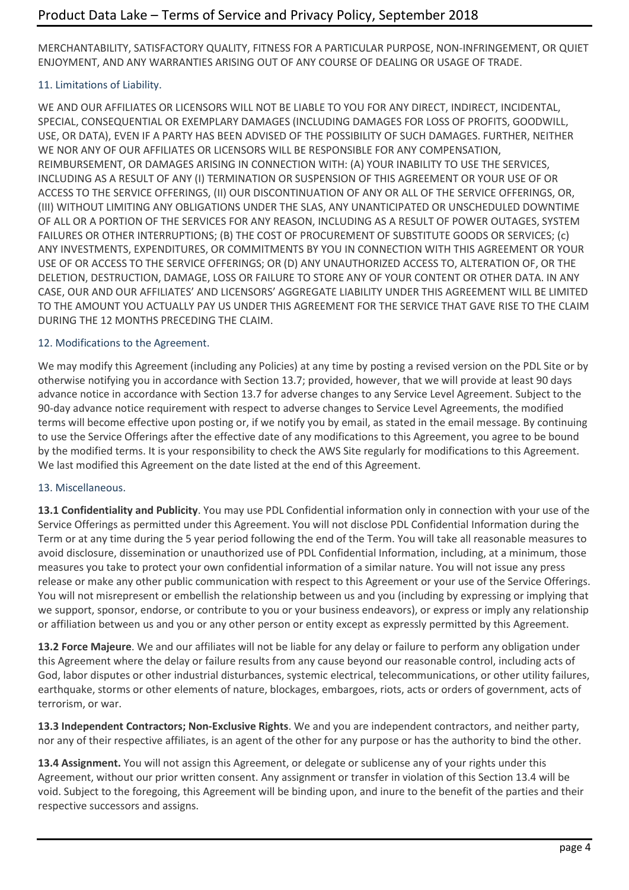MERCHANTABILITY, SATISFACTORY QUALITY, FITNESS FOR A PARTICULAR PURPOSE, NON-INFRINGEMENT, OR QUIET ENJOYMENT, AND ANY WARRANTIES ARISING OUT OF ANY COURSE OF DEALING OR USAGE OF TRADE.

## 11. Limitations of Liability.

WE AND OUR AFFILIATES OR LICENSORS WILL NOT BE LIABLE TO YOU FOR ANY DIRECT, INDIRECT, INCIDENTAL, SPECIAL, CONSEQUENTIAL OR EXEMPLARY DAMAGES (INCLUDING DAMAGES FOR LOSS OF PROFITS, GOODWILL, USE, OR DATA), EVEN IF A PARTY HAS BEEN ADVISED OF THE POSSIBILITY OF SUCH DAMAGES. FURTHER, NEITHER WE NOR ANY OF OUR AFFILIATES OR LICENSORS WILL BE RESPONSIBLE FOR ANY COMPENSATION, REIMBURSEMENT, OR DAMAGES ARISING IN CONNECTION WITH: (A) YOUR INABILITY TO USE THE SERVICES, INCLUDING AS A RESULT OF ANY (I) TERMINATION OR SUSPENSION OF THIS AGREEMENT OR YOUR USE OF OR ACCESS TO THE SERVICE OFFERINGS, (II) OUR DISCONTINUATION OF ANY OR ALL OF THE SERVICE OFFERINGS, OR, (III) WITHOUT LIMITING ANY OBLIGATIONS UNDER THE SLAS, ANY UNANTICIPATED OR UNSCHEDULED DOWNTIME OF ALL OR A PORTION OF THE SERVICES FOR ANY REASON, INCLUDING AS A RESULT OF POWER OUTAGES, SYSTEM FAILURES OR OTHER INTERRUPTIONS; (B) THE COST OF PROCUREMENT OF SUBSTITUTE GOODS OR SERVICES; (c) ANY INVESTMENTS, EXPENDITURES, OR COMMITMENTS BY YOU IN CONNECTION WITH THIS AGREEMENT OR YOUR USE OF OR ACCESS TO THE SERVICE OFFERINGS; OR (D) ANY UNAUTHORIZED ACCESS TO, ALTERATION OF, OR THE DELETION, DESTRUCTION, DAMAGE, LOSS OR FAILURE TO STORE ANY OF YOUR CONTENT OR OTHER DATA. IN ANY CASE, OUR AND OUR AFFILIATES' AND LICENSORS' AGGREGATE LIABILITY UNDER THIS AGREEMENT WILL BE LIMITED TO THE AMOUNT YOU ACTUALLY PAY US UNDER THIS AGREEMENT FOR THE SERVICE THAT GAVE RISE TO THE CLAIM DURING THE 12 MONTHS PRECEDING THE CLAIM.

## 12. Modifications to the Agreement.

We may modify this Agreement (including any Policies) at any time by posting a revised version on the PDL Site or by otherwise notifying you in accordance with Section 13.7; provided, however, that we will provide at least 90 days advance notice in accordance with Section 13.7 for adverse changes to any Service Level Agreement. Subject to the 90-day advance notice requirement with respect to adverse changes to Service Level Agreements, the modified terms will become effective upon posting or, if we notify you by email, as stated in the email message. By continuing to use the Service Offerings after the effective date of any modifications to this Agreement, you agree to be bound by the modified terms. It is your responsibility to check the AWS Site regularly for modifications to this Agreement. We last modified this Agreement on the date listed at the end of this Agreement.

## 13. Miscellaneous.

**13.1 Confidentiality and Publicity**. You may use PDL Confidential information only in connection with your use of the Service Offerings as permitted under this Agreement. You will not disclose PDL Confidential Information during the Term or at any time during the 5 year period following the end of the Term. You will take all reasonable measures to avoid disclosure, dissemination or unauthorized use of PDL Confidential Information, including, at a minimum, those measures you take to protect your own confidential information of a similar nature. You will not issue any press release or make any other public communication with respect to this Agreement or your use of the Service Offerings. You will not misrepresent or embellish the relationship between us and you (including by expressing or implying that we support, sponsor, endorse, or contribute to you or your business endeavors), or express or imply any relationship or affiliation between us and you or any other person or entity except as expressly permitted by this Agreement.

**13.2 Force Majeure**. We and our affiliates will not be liable for any delay or failure to perform any obligation under this Agreement where the delay or failure results from any cause beyond our reasonable control, including acts of God, labor disputes or other industrial disturbances, systemic electrical, telecommunications, or other utility failures, earthquake, storms or other elements of nature, blockages, embargoes, riots, acts or orders of government, acts of terrorism, or war.

**13.3 Independent Contractors; Non-Exclusive Rights**. We and you are independent contractors, and neither party, nor any of their respective affiliates, is an agent of the other for any purpose or has the authority to bind the other.

**13.4 Assignment.** You will not assign this Agreement, or delegate or sublicense any of your rights under this Agreement, without our prior written consent. Any assignment or transfer in violation of this Section 13.4 will be void. Subject to the foregoing, this Agreement will be binding upon, and inure to the benefit of the parties and their respective successors and assigns.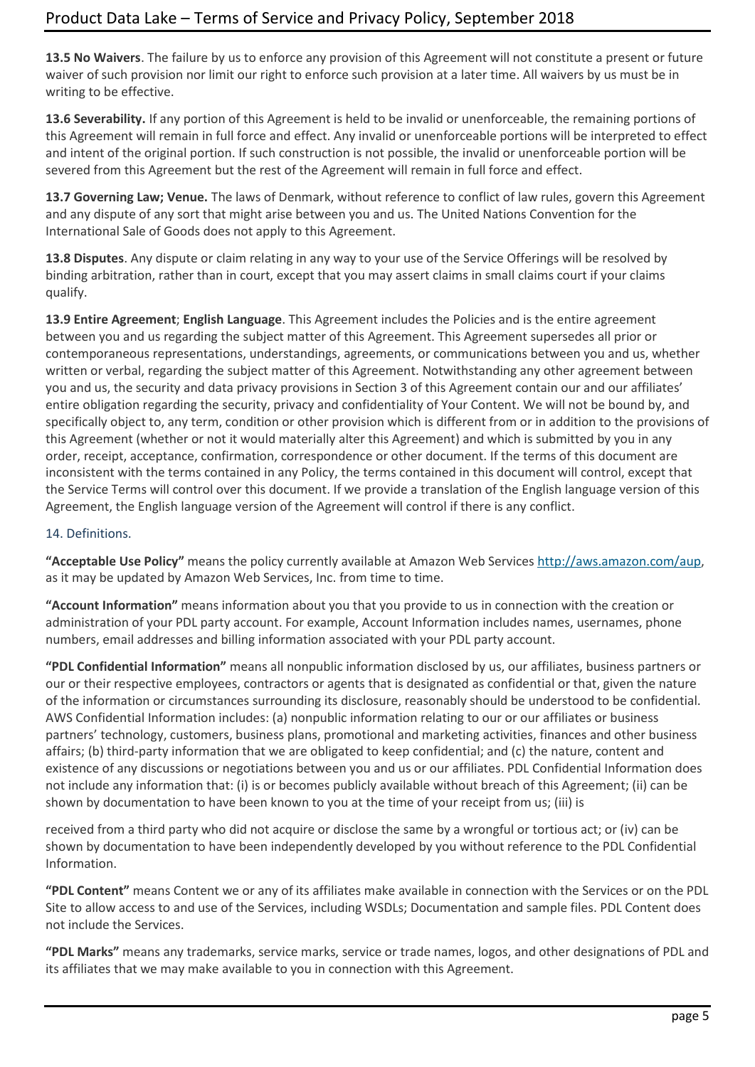**13.5 No Waivers**. The failure by us to enforce any provision of this Agreement will not constitute a present or future waiver of such provision nor limit our right to enforce such provision at a later time. All waivers by us must be in writing to be effective.

**13.6 Severability.** If any portion of this Agreement is held to be invalid or unenforceable, the remaining portions of this Agreement will remain in full force and effect. Any invalid or unenforceable portions will be interpreted to effect and intent of the original portion. If such construction is not possible, the invalid or unenforceable portion will be severed from this Agreement but the rest of the Agreement will remain in full force and effect.

**13.7 Governing Law; Venue.** The laws of Denmark, without reference to conflict of law rules, govern this Agreement and any dispute of any sort that might arise between you and us. The United Nations Convention for the International Sale of Goods does not apply to this Agreement.

**13.8 Disputes**. Any dispute or claim relating in any way to your use of the Service Offerings will be resolved by binding arbitration, rather than in court, except that you may assert claims in small claims court if your claims qualify.

**13.9 Entire Agreement**; **English Language**. This Agreement includes the Policies and is the entire agreement between you and us regarding the subject matter of this Agreement. This Agreement supersedes all prior or contemporaneous representations, understandings, agreements, or communications between you and us, whether written or verbal, regarding the subject matter of this Agreement. Notwithstanding any other agreement between you and us, the security and data privacy provisions in Section 3 of this Agreement contain our and our affiliates' entire obligation regarding the security, privacy and confidentiality of Your Content. We will not be bound by, and specifically object to, any term, condition or other provision which is different from or in addition to the provisions of this Agreement (whether or not it would materially alter this Agreement) and which is submitted by you in any order, receipt, acceptance, confirmation, correspondence or other document. If the terms of this document are inconsistent with the terms contained in any Policy, the terms contained in this document will control, except that the Service Terms will control over this document. If we provide a translation of the English language version of this Agreement, the English language version of the Agreement will control if there is any conflict.

## 14. Definitions.

**"Acceptable Use Policy"** means the policy currently available at Amazon Web Services http://aws.amazon.com/aup, as it may be updated by Amazon Web Services, Inc. from time to time.

**"Account Information"** means information about you that you provide to us in connection with the creation or administration of your PDL party account. For example, Account Information includes names, usernames, phone numbers, email addresses and billing information associated with your PDL party account.

**"PDL Confidential Information"** means all nonpublic information disclosed by us, our affiliates, business partners or our or their respective employees, contractors or agents that is designated as confidential or that, given the nature of the information or circumstances surrounding its disclosure, reasonably should be understood to be confidential. AWS Confidential Information includes: (a) nonpublic information relating to our or our affiliates or business partners' technology, customers, business plans, promotional and marketing activities, finances and other business affairs; (b) third-party information that we are obligated to keep confidential; and (c) the nature, content and existence of any discussions or negotiations between you and us or our affiliates. PDL Confidential Information does not include any information that: (i) is or becomes publicly available without breach of this Agreement; (ii) can be shown by documentation to have been known to you at the time of your receipt from us; (iii) is received from a third party who did not acquire or disclose the same by a wrongful or tortious act; or (iv) can be shown by documentation to have been independently developed by you without reference to the PDL Confidential Information.

**"PDL Content"** means Content we or any of its affiliates make available in connection with the Services or on the PDL Site to allow access to and use of the Services, including WSDLs; Documentation and sample files. PDL Content does not include the Services.

**"PDL Marks"** means any trademarks, service marks, service or trade names, logos, and other designations of PDL and its affiliates that we may make available to you in connection with this Agreement.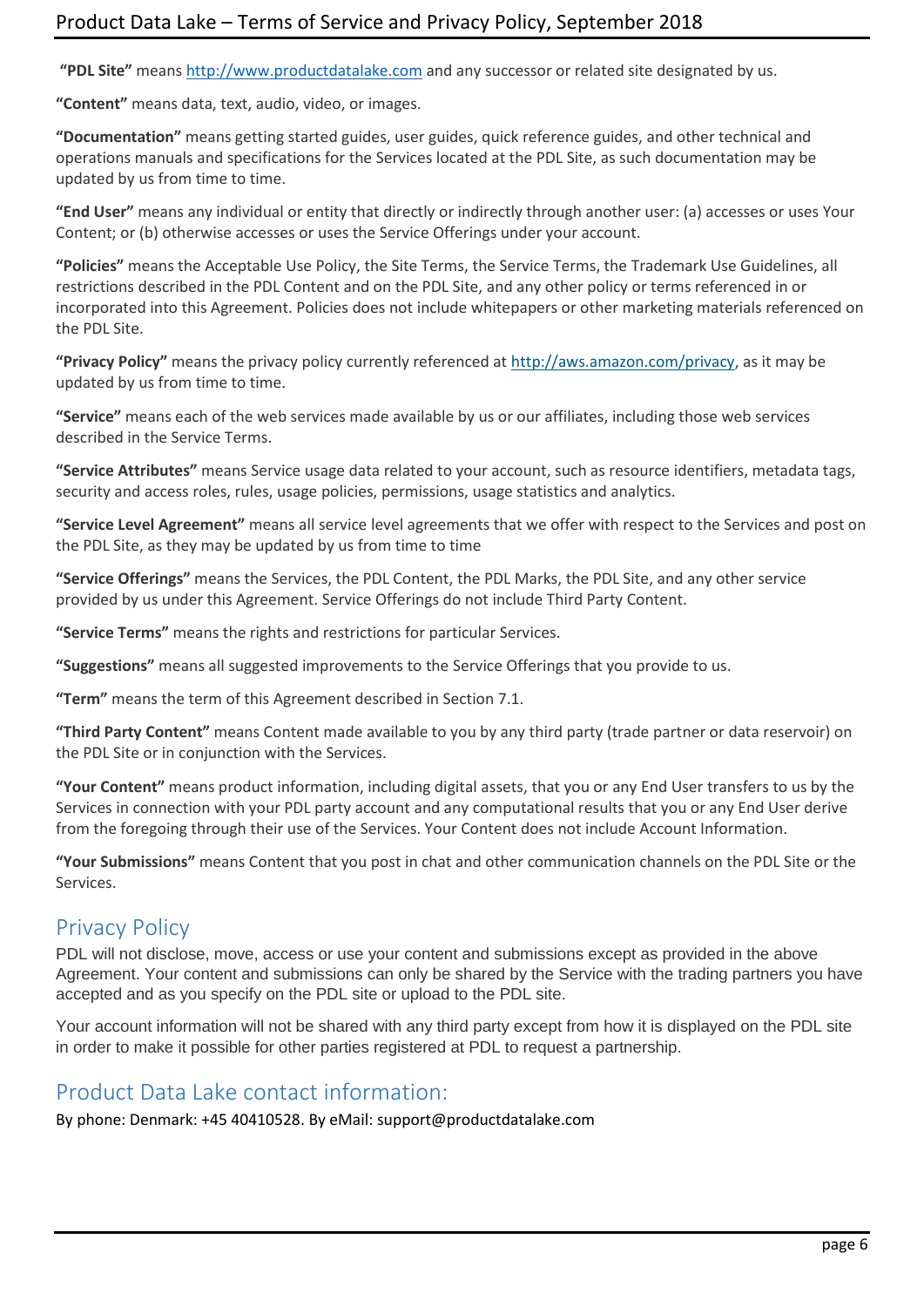**"PDL Site"** means http://www.productdatalake.com and any successor or related site designated by us.

**"Content"** means data, text, audio, video, or images.

**"Documentation"** means getting started guides, user guides, quick reference guides, and other technical and operations manuals and specifications for the Services located at the PDL Site, as such documentation may be updated by us from time to time.

**"End User"** means any individual or entity that directly or indirectly through another user: (a) accesses or uses Your Content; or (b) otherwise accesses or uses the Service Offerings under your account.

**"Policies"** means the Acceptable Use Policy, the Site Terms, the Service Terms, the Trademark Use Guidelines, all restrictions described in the PDL Content and on the PDL Site, and any other policy or terms referenced in or incorporated into this Agreement. Policies does not include whitepapers or other marketing materials referenced on the PDL Site.

**"Privacy Policy"** means the privacy policy currently referenced at http://aws.amazon.com/privacy, as it may be updated by us from time to time.

**"Service"** means each of the web services made available by us or our affiliates, including those web services described in the Service Terms.

**"Service Attributes"** means Service usage data related to your account, such as resource identifiers, metadata tags, security and access roles, rules, usage policies, permissions, usage statistics and analytics.

**"Service Level Agreement"** means all service level agreements that we offer with respect to the Services and post on the PDL Site, as they may be updated by us from time to time

**"Service Offerings"** means the Services, the PDL Content, the PDL Marks, the PDL Site, and any other service provided by us under this Agreement. Service Offerings do not include Third Party Content.

**"Service Terms"** means the rights and restrictions for particular Services.

**"Suggestions"** means all suggested improvements to the Service Offerings that you provide to us.

**"Term"** means the term of this Agreement described in Section 7.1.

**"Third Party Content"** means Content made available to you by any third party (trade partner or data reservoir) on the PDL Site or in conjunction with the Services.

**"Your Content"** means product information, including digital assets, that you or any End User transfers to us by the Services in connection with your PDL party account and any computational results that you or any End User derive from the foregoing through their use of the Services. Your Content does not include Account Information.

**"Your Submissions"** means Content that you post in chat and other communication channels on the PDL Site or the Services.

## Privacy Policy

PDL will not disclose, move, access or use your content and submissions except as provided in the above Agreement. Your content and submissions can only be shared by the Service with the trading partners you have accepted and as you specify on the PDL site or upload to the PDL site.

Your account information will not be shared with any third party except from how it is displayed on the PDL site in order to make it possible for other parties registered at PDL to request a partnership.

## Product Data Lake contact information:

By phone: Denmark: +45 40410528. By eMail: support@productdatalake.com